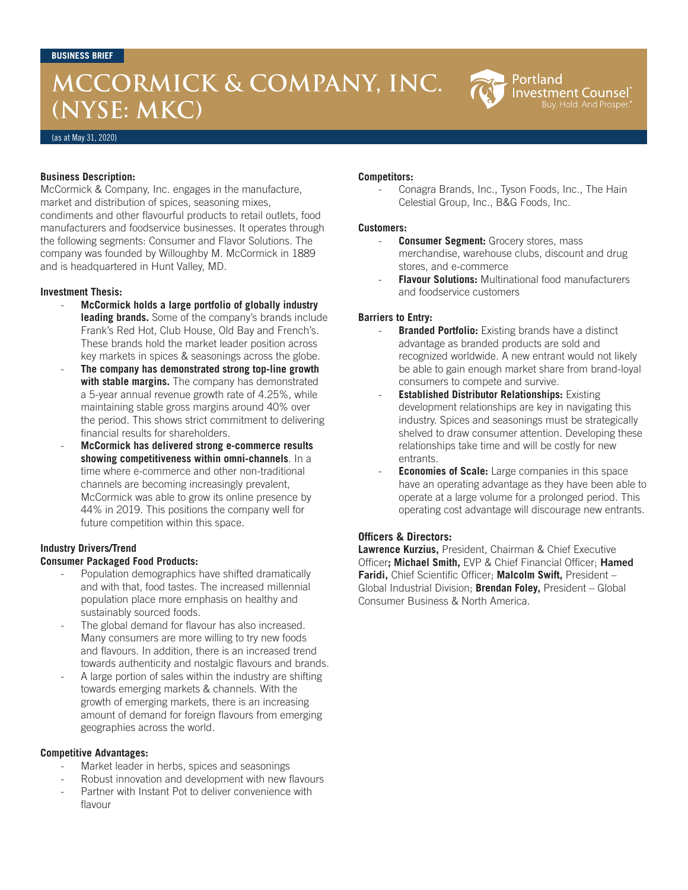BUSINESS BRIEF

# MCCORMICK & COMPANY, INC. (NYSE: MKC)

Portland Investment Counsel® Buy. Hold. And Prosper.®

(as at May 31, 2020)

**Business Description:**
McCormick & Company, Inc. engages in the manufacture, market and distribution of spices, seasoning mixes, condiments and other flavourful products to retail outlets, food manufacturers and foodservice businesses. It operates through the following segments: Consumer and Flavor Solutions. The company was founded by Willoughby M. McCormick in 1889 and is headquartered in Hunt Valley, MD.

**Investment Thesis:**

- **McCormick holds a large portfolio of globally industry leading brands.** Some of the company's brands include Frank's Red Hot, Club House, Old Bay and French's. These brands hold the market leader position across key markets in spices & seasonings across the globe.
- **The company has demonstrated strong top-line growth with stable margins.** The company has demonstrated a 5-year annual revenue growth rate of 4.25%, while maintaining stable gross margins around 40% over the period. This shows strict commitment to delivering financial results for shareholders.
- **McCormick has delivered strong e-commerce results showing competitiveness within omni-channels**. In a time where e-commerce and other non-traditional channels are becoming increasingly prevalent, McCormick was able to grow its online presence by 44% in 2019. This positions the company well for future competition within this space.

**Industry Drivers/Trend**
**Consumer Packaged Food Products:**

- Population demographics have shifted dramatically and with that, food tastes. The increased millennial population place more emphasis on healthy and sustainably sourced foods.
- The global demand for flavour has also increased. Many consumers are more willing to try new foods and flavours. In addition, there is an increased trend towards authenticity and nostalgic flavours and brands.
- A large portion of sales within the industry are shifting towards emerging markets & channels. With the growth of emerging markets, there is an increasing amount of demand for foreign flavours from emerging geographies across the world.

**Competitive Advantages:**

- Market leader in herbs, spices and seasonings
- Robust innovation and development with new flavours
- Partner with Instant Pot to deliver convenience with flavour

**Competitors:**

- Conagra Brands, Inc., Tyson Foods, Inc., The Hain Celestial Group, Inc., B&G Foods, Inc.

**Customers:**

- **Consumer Segment:** Grocery stores, mass merchandise, warehouse clubs, discount and drug stores, and e-commerce
- **Flavour Solutions:** Multinational food manufacturers and foodservice customers

**Barriers to Entry:**

- **Branded Portfolio:** Existing brands have a distinct advantage as branded products are sold and recognized worldwide. A new entrant would not likely be able to gain enough market share from brand-loyal consumers to compete and survive.
- **Established Distributor Relationships:** Existing development relationships are key in navigating this industry. Spices and seasonings must be strategically shelved to draw consumer attention. Developing these relationships take time and will be costly for new entrants.
- **Economies of Scale:** Large companies in this space have an operating advantage as they have been able to operate at a large volume for a prolonged period. This operating cost advantage will discourage new entrants.

**Officers & Directors:**
**Lawrence Kurzius,** President, Chairman & Chief Executive Officer**; Michael Smith,** EVP & Chief Financial Officer; **Hamed Faridi,** Chief Scientific Officer; **Malcolm Swift,** President – Global Industrial Division; **Brendan Foley,** President – Global Consumer Business & North America.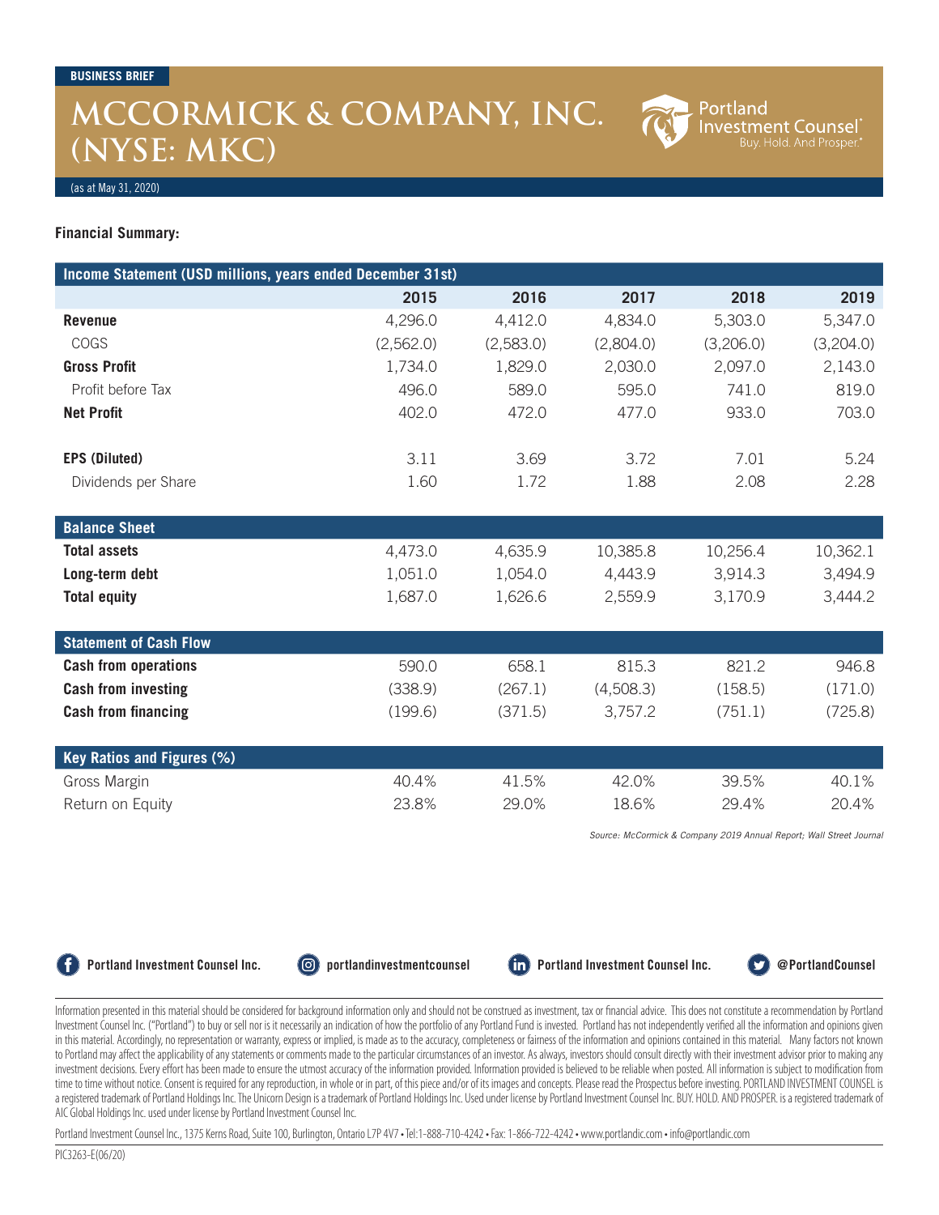BUSINESS BRIEF

# MCCORMICK & COMPANY, INC. (NYSE: MKC)

Portland Investment Counsel®
Buy. Hold. And Prosper.®

(as at May 31, 2020)

**Financial Summary:**

| Income Statement (USD millions, years ended December 31st) | 2015 | 2016 | 2017 | 2018 | 2019 |
|---|---|---|---|---|---|
| **Revenue** | 4,296.0 | 4,412.0 | 4,834.0 | 5,303.0 | 5,347.0 |
| COGS | (2,562.0) | (2,583.0) | (2,804.0) | (3,206.0) | (3,204.0) |
| **Gross Profit** | 1,734.0 | 1,829.0 | 2,030.0 | 2,097.0 | 2,143.0 |
| Profit before Tax | 496.0 | 589.0 | 595.0 | 741.0 | 819.0 |
| **Net Profit** | 402.0 | 472.0 | 477.0 | 933.0 | 703.0 |
| **EPS (Diluted)** | 3.11 | 3.69 | 3.72 | 7.01 | 5.24 |
| Dividends per Share | 1.60 | 1.72 | 1.88 | 2.08 | 2.28 |
| **Balance Sheet** | | | | | |
| **Total assets** | 4,473.0 | 4,635.9 | 10,385.8 | 10,256.4 | 10,362.1 |
| **Long-term debt** | 1,051.0 | 1,054.0 | 4,443.9 | 3,914.3 | 3,494.9 |
| **Total equity** | 1,687.0 | 1,626.6 | 2,559.9 | 3,170.9 | 3,444.2 |
| **Statement of Cash Flow** | | | | | |
| **Cash from operations** | 590.0 | 658.1 | 815.3 | 821.2 | 946.8 |
| **Cash from investing** | (338.9) | (267.1) | (4,508.3) | (158.5) | (171.0) |
| **Cash from financing** | (199.6) | (371.5) | 3,757.2 | (751.1) | (725.8) |
| **Key Ratios and Figures (%)** | | | | | |
| Gross Margin | 40.4% | 41.5% | 42.0% | 39.5% | 40.1% |
| Return on Equity | 23.8% | 29.0% | 18.6% | 29.4% | 20.4% |

*Source: McCormick & Company 2019 Annual Report; Wall Street Journal*

**Portland Investment Counsel Inc.** **portlandinvestmentcounsel** **Portland Investment Counsel Inc.** **@PortlandCounsel**

Information presented in this material should be considered for background information only and should not be construed as investment, tax or financial advice. This does not constitute a recommendation by Portland Investment Counsel Inc. ("Portland") to buy or sell nor is it necessarily an indication of how the portfolio of any Portland Fund is invested. Portland has not independently verified all the information and opinions given in this material. Accordingly, no representation or warranty, express or implied, is made as to the accuracy, completeness or fairness of the information and opinions contained in this material. Many factors not known to Portland may affect the applicability of any statements or comments made to the particular circumstances of an investor. As always, investors should consult directly with their investment advisor prior to making any investment decisions. Every effort has been made to ensure the utmost accuracy of the information provided. Information provided is believed to be reliable when posted. All information is subject to modification from time to time without notice. Consent is required for any reproduction, in whole or in part, of this piece and/or of its images and concepts. Please read the Prospectus before investing. PORTLAND INVESTMENT COUNSEL is a registered trademark of Portland Holdings Inc. The Unicorn Design is a trademark of Portland Holdings Inc. Used under license by Portland Investment Counsel Inc. BUY. HOLD. AND PROSPER. is a registered trademark of AIC Global Holdings Inc. used under license by Portland Investment Counsel Inc.

Portland Investment Counsel Inc., 1375 Kerns Road, Suite 100, Burlington, Ontario L7P 4V7 • Tel:1-888-710-4242 • Fax: 1-866-722-4242 • www.portlandic.com • info@portlandic.com

PIC3263-E(06/20)